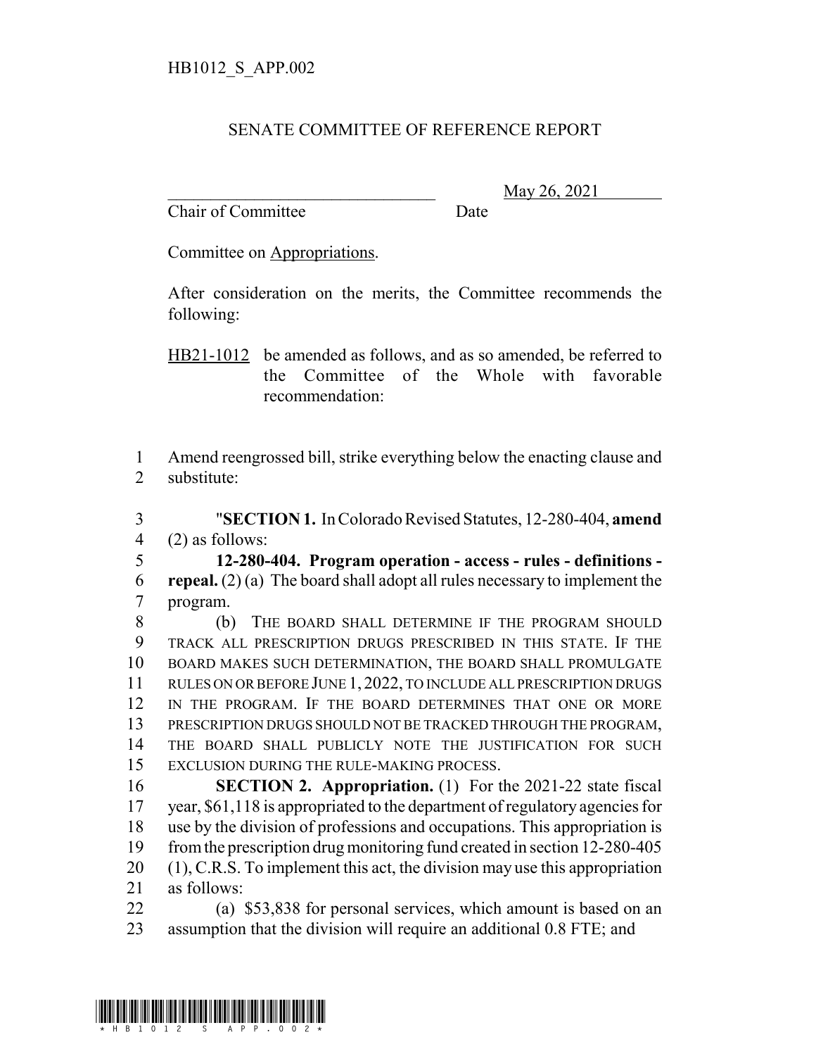HB1012_S_APP.002

SENATE COMMITTEE OF REFERENCE REPORT

________________________________ May 26, 2021
Chair of Committee Date

Committee on Appropriations.

After consideration on the merits, the Committee recommends the following:

HB21-1012 be amended as follows, and as so amended, be referred to the Committee of the Whole with favorable recommendation:

1 Amend reengrossed bill, strike everything below the enacting clause and
2 substitute:

3 "**SECTION 1.** In Colorado Revised Statutes, 12-280-404, **amend**
4 (2) as follows:
5 **12-280-404. Program operation - access - rules - definitions -**
6 **repeal.** (2) (a) The board shall adopt all rules necessary to implement the
7 program.
8 (b) THE BOARD SHALL DETERMINE IF THE PROGRAM SHOULD
9 TRACK ALL PRESCRIPTION DRUGS PRESCRIBED IN THIS STATE. IF THE
10 BOARD MAKES SUCH DETERMINATION, THE BOARD SHALL PROMULGATE
11 RULES ON OR BEFORE JUNE 1, 2022, TO INCLUDE ALL PRESCRIPTION DRUGS
12 IN THE PROGRAM. IF THE BOARD DETERMINES THAT ONE OR MORE
13 PRESCRIPTION DRUGS SHOULD NOT BE TRACKED THROUGH THE PROGRAM,
14 THE BOARD SHALL PUBLICLY NOTE THE JUSTIFICATION FOR SUCH
15 EXCLUSION DURING THE RULE-MAKING PROCESS.
16 **SECTION 2. Appropriation.** (1) For the 2021-22 state fiscal
17 year, $61,118 is appropriated to the department of regulatory agencies for
18 use by the division of professions and occupations. This appropriation is
19 from the prescription drug monitoring fund created in section 12-280-405
20 (1), C.R.S. To implement this act, the division may use this appropriation
21 as follows:
22 (a) $53,838 for personal services, which amount is based on an
23 assumption that the division will require an additional 0.8 FTE; and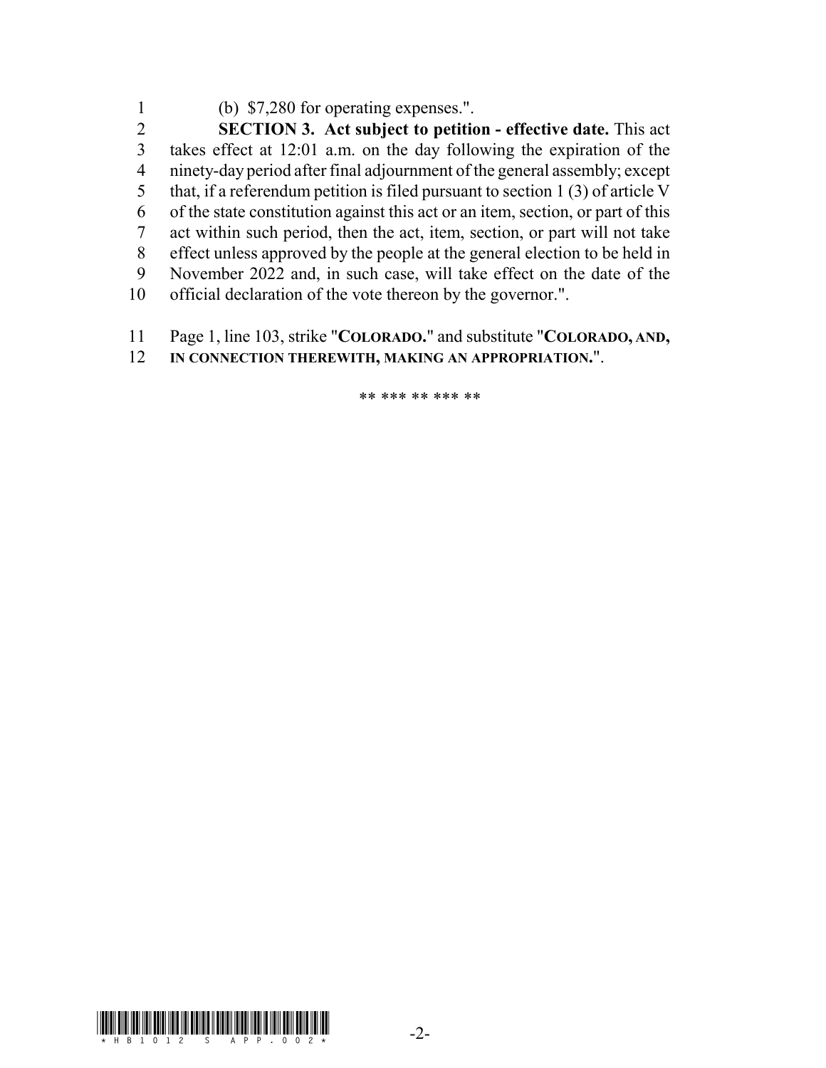1 (b) $7,280 for operating expenses.".

2 **SECTION 3. Act subject to petition - effective date.** This act
3 takes effect at 12:01 a.m. on the day following the expiration of the
4 ninety-day period after final adjournment of the general assembly; except
5 that, if a referendum petition is filed pursuant to section 1 (3) of article V
6 of the state constitution against this act or an item, section, or part of this
7 act within such period, then the act, item, section, or part will not take
8 effect unless approved by the people at the general election to be held in
9 November 2022 and, in such case, will take effect on the date of the
10 official declaration of the vote thereon by the governor.".

11 Page 1, line 103, strike "**COLORADO.**" and substitute "**COLORADO, AND,**
12 **IN CONNECTION THEREWITH, MAKING AN APPROPRIATION.**".

** *** ** *** **